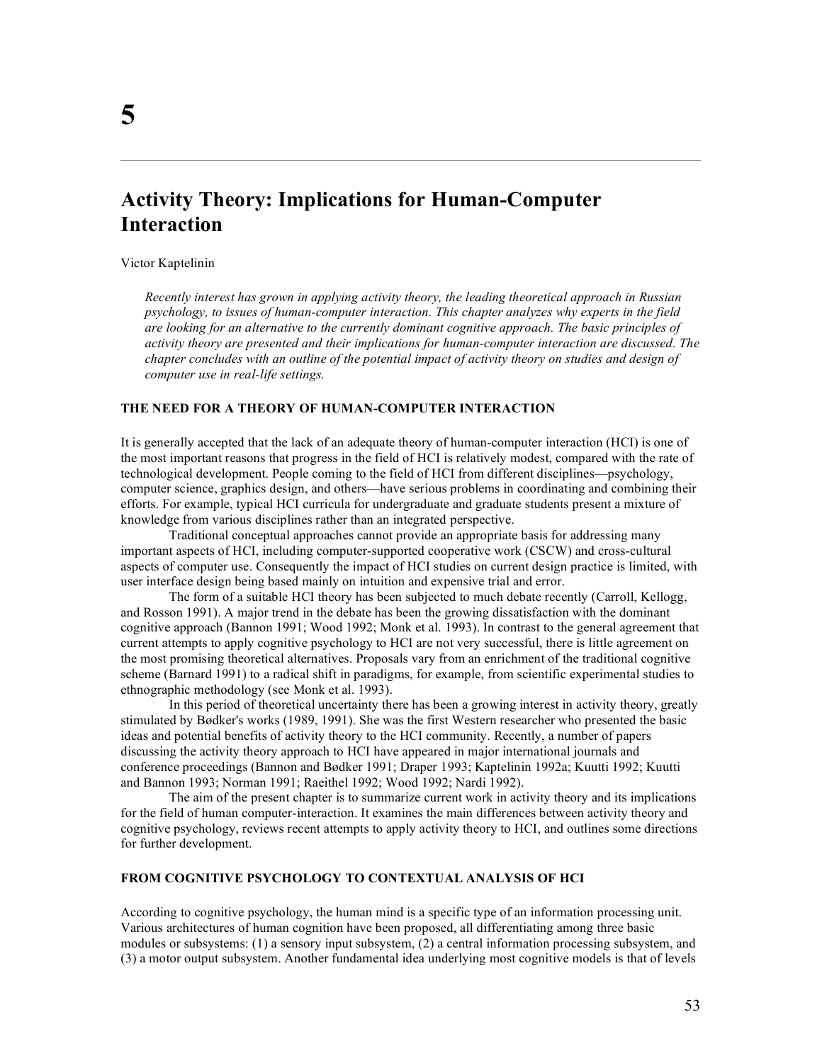# 5

## Activity Theory: Implications for Human-Computer Interaction

Victor Kaptelinin

*Recently interest has grown in applying activity theory, the leading theoretical approach in Russian psychology, to issues of human-computer interaction. This chapter analyzes why experts in the field are looking for an alternative to the currently dominant cognitive approach. The basic principles of activity theory are presented and their implications for human-computer interaction are discussed. The chapter concludes with an outline of the potential impact of activity theory on studies and design of computer use in real-life settings.*

### THE NEED FOR A THEORY OF HUMAN-COMPUTER INTERACTION

It is generally accepted that the lack of an adequate theory of human-computer interaction (HCI) is one of the most important reasons that progress in the field of HCI is relatively modest, compared with the rate of technological development. People coming to the field of HCI from different disciplines—psychology, computer science, graphics design, and others—have serious problems in coordinating and combining their efforts. For example, typical HCI curricula for undergraduate and graduate students present a mixture of knowledge from various disciplines rather than an integrated perspective.

Traditional conceptual approaches cannot provide an appropriate basis for addressing many important aspects of HCI, including computer-supported cooperative work (CSCW) and cross-cultural aspects of computer use. Consequently the impact of HCI studies on current design practice is limited, with user interface design being based mainly on intuition and expensive trial and error.

The form of a suitable HCI theory has been subjected to much debate recently (Carroll, Kellogg, and Rosson 1991). A major trend in the debate has been the growing dissatisfaction with the dominant cognitive approach (Bannon 1991; Wood 1992; Monk et al. 1993). In contrast to the general agreement that current attempts to apply cognitive psychology to HCI are not very successful, there is little agreement on the most promising theoretical alternatives. Proposals vary from an enrichment of the traditional cognitive scheme (Barnard 1991) to a radical shift in paradigms, for example, from scientific experimental studies to ethnographic methodology (see Monk et al. 1993).

In this period of theoretical uncertainty there has been a growing interest in activity theory, greatly stimulated by Bødker's works (1989, 1991). She was the first Western researcher who presented the basic ideas and potential benefits of activity theory to the HCI community. Recently, a number of papers discussing the activity theory approach to HCI have appeared in major international journals and conference proceedings (Bannon and Bødker 1991; Draper 1993; Kaptelinin 1992a; Kuutti 1992; Kuutti and Bannon 1993; Norman 1991; Raeithel 1992; Wood 1992; Nardi 1992).

The aim of the present chapter is to summarize current work in activity theory and its implications for the field of human computer-interaction. It examines the main differences between activity theory and cognitive psychology, reviews recent attempts to apply activity theory to HCI, and outlines some directions for further development.

### FROM COGNITIVE PSYCHOLOGY TO CONTEXTUAL ANALYSIS OF HCI

According to cognitive psychology, the human mind is a specific type of an information processing unit. Various architectures of human cognition have been proposed, all differentiating among three basic modules or subsystems: (1) a sensory input subsystem, (2) a central information processing subsystem, and (3) a motor output subsystem. Another fundamental idea underlying most cognitive models is that of levels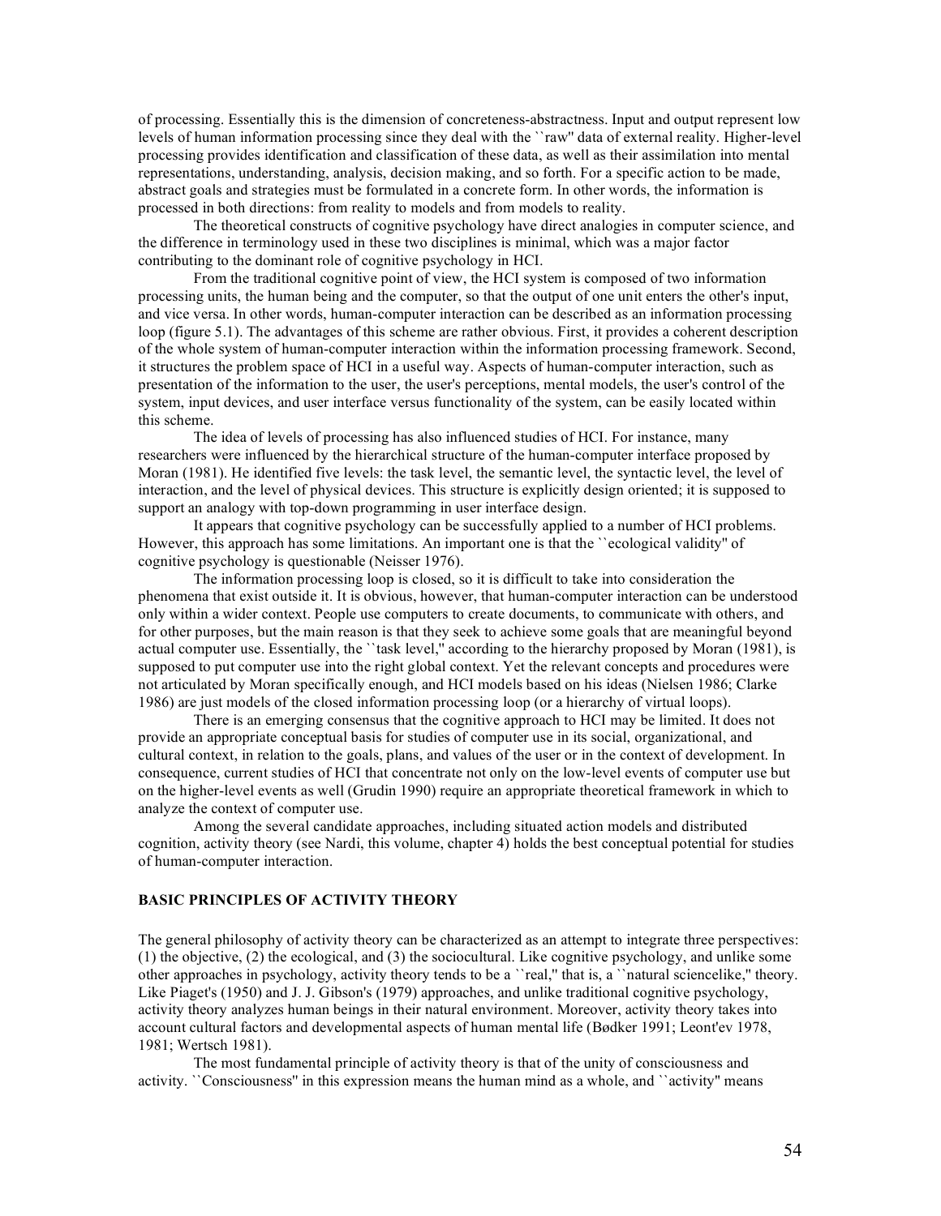of processing. Essentially this is the dimension of concreteness-abstractness. Input and output represent low levels of human information processing since they deal with the ``raw'' data of external reality. Higher-level processing provides identification and classification of these data, as well as their assimilation into mental representations, understanding, analysis, decision making, and so forth. For a specific action to be made, abstract goals and strategies must be formulated in a concrete form. In other words, the information is processed in both directions: from reality to models and from models to reality.

The theoretical constructs of cognitive psychology have direct analogies in computer science, and the difference in terminology used in these two disciplines is minimal, which was a major factor contributing to the dominant role of cognitive psychology in HCI.

From the traditional cognitive point of view, the HCI system is composed of two information processing units, the human being and the computer, so that the output of one unit enters the other's input, and vice versa. In other words, human-computer interaction can be described as an information processing loop (figure 5.1). The advantages of this scheme are rather obvious. First, it provides a coherent description of the whole system of human-computer interaction within the information processing framework. Second, it structures the problem space of HCI in a useful way. Aspects of human-computer interaction, such as presentation of the information to the user, the user's perceptions, mental models, the user's control of the system, input devices, and user interface versus functionality of the system, can be easily located within this scheme.

The idea of levels of processing has also influenced studies of HCI. For instance, many researchers were influenced by the hierarchical structure of the human-computer interface proposed by Moran (1981). He identified five levels: the task level, the semantic level, the syntactic level, the level of interaction, and the level of physical devices. This structure is explicitly design oriented; it is supposed to support an analogy with top-down programming in user interface design.

It appears that cognitive psychology can be successfully applied to a number of HCI problems. However, this approach has some limitations. An important one is that the ``ecological validity'' of cognitive psychology is questionable (Neisser 1976).

The information processing loop is closed, so it is difficult to take into consideration the phenomena that exist outside it. It is obvious, however, that human-computer interaction can be understood only within a wider context. People use computers to create documents, to communicate with others, and for other purposes, but the main reason is that they seek to achieve some goals that are meaningful beyond actual computer use. Essentially, the ``task level,'' according to the hierarchy proposed by Moran (1981), is supposed to put computer use into the right global context. Yet the relevant concepts and procedures were not articulated by Moran specifically enough, and HCI models based on his ideas (Nielsen 1986; Clarke 1986) are just models of the closed information processing loop (or a hierarchy of virtual loops).

There is an emerging consensus that the cognitive approach to HCI may be limited. It does not provide an appropriate conceptual basis for studies of computer use in its social, organizational, and cultural context, in relation to the goals, plans, and values of the user or in the context of development. In consequence, current studies of HCI that concentrate not only on the low-level events of computer use but on the higher-level events as well (Grudin 1990) require an appropriate theoretical framework in which to analyze the context of computer use.

Among the several candidate approaches, including situated action models and distributed cognition, activity theory (see Nardi, this volume, chapter 4) holds the best conceptual potential for studies of human-computer interaction.

## BASIC PRINCIPLES OF ACTIVITY THEORY

The general philosophy of activity theory can be characterized as an attempt to integrate three perspectives: (1) the objective, (2) the ecological, and (3) the sociocultural. Like cognitive psychology, and unlike some other approaches in psychology, activity theory tends to be a ``real,'' that is, a ``natural sciencelike,'' theory. Like Piaget's (1950) and J. J. Gibson's (1979) approaches, and unlike traditional cognitive psychology, activity theory analyzes human beings in their natural environment. Moreover, activity theory takes into account cultural factors and developmental aspects of human mental life (Bødker 1991; Leont'ev 1978, 1981; Wertsch 1981).

The most fundamental principle of activity theory is that of the unity of consciousness and activity. ``Consciousness'' in this expression means the human mind as a whole, and ``activity'' means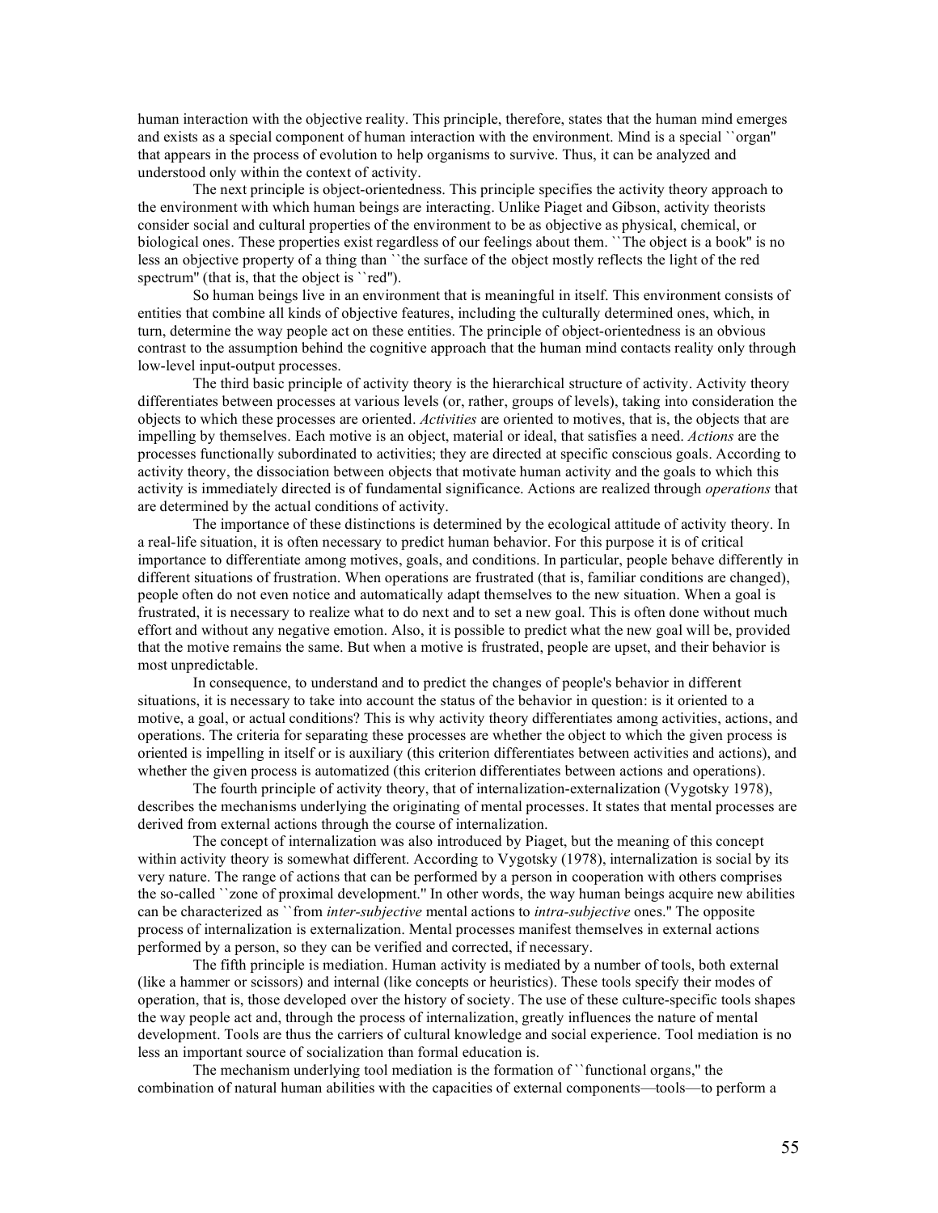human interaction with the objective reality. This principle, therefore, states that the human mind emerges and exists as a special component of human interaction with the environment. Mind is a special ``organ'' that appears in the process of evolution to help organisms to survive. Thus, it can be analyzed and understood only within the context of activity.

The next principle is object-orientedness. This principle specifies the activity theory approach to the environment with which human beings are interacting. Unlike Piaget and Gibson, activity theorists consider social and cultural properties of the environment to be as objective as physical, chemical, or biological ones. These properties exist regardless of our feelings about them. ``The object is a book'' is no less an objective property of a thing than ``the surface of the object mostly reflects the light of the red spectrum'' (that is, that the object is ``red'').

So human beings live in an environment that is meaningful in itself. This environment consists of entities that combine all kinds of objective features, including the culturally determined ones, which, in turn, determine the way people act on these entities. The principle of object-orientedness is an obvious contrast to the assumption behind the cognitive approach that the human mind contacts reality only through low-level input-output processes.

The third basic principle of activity theory is the hierarchical structure of activity. Activity theory differentiates between processes at various levels (or, rather, groups of levels), taking into consideration the objects to which these processes are oriented. *Activities* are oriented to motives, that is, the objects that are impelling by themselves. Each motive is an object, material or ideal, that satisfies a need. *Actions* are the processes functionally subordinated to activities; they are directed at specific conscious goals. According to activity theory, the dissociation between objects that motivate human activity and the goals to which this activity is immediately directed is of fundamental significance. Actions are realized through *operations* that are determined by the actual conditions of activity.

The importance of these distinctions is determined by the ecological attitude of activity theory. In a real-life situation, it is often necessary to predict human behavior. For this purpose it is of critical importance to differentiate among motives, goals, and conditions. In particular, people behave differently in different situations of frustration. When operations are frustrated (that is, familiar conditions are changed), people often do not even notice and automatically adapt themselves to the new situation. When a goal is frustrated, it is necessary to realize what to do next and to set a new goal. This is often done without much effort and without any negative emotion. Also, it is possible to predict what the new goal will be, provided that the motive remains the same. But when a motive is frustrated, people are upset, and their behavior is most unpredictable.

In consequence, to understand and to predict the changes of people's behavior in different situations, it is necessary to take into account the status of the behavior in question: is it oriented to a motive, a goal, or actual conditions? This is why activity theory differentiates among activities, actions, and operations. The criteria for separating these processes are whether the object to which the given process is oriented is impelling in itself or is auxiliary (this criterion differentiates between activities and actions), and whether the given process is automatized (this criterion differentiates between actions and operations).

The fourth principle of activity theory, that of internalization-externalization (Vygotsky 1978), describes the mechanisms underlying the originating of mental processes. It states that mental processes are derived from external actions through the course of internalization.

The concept of internalization was also introduced by Piaget, but the meaning of this concept within activity theory is somewhat different. According to Vygotsky (1978), internalization is social by its very nature. The range of actions that can be performed by a person in cooperation with others comprises the so-called ``zone of proximal development.'' In other words, the way human beings acquire new abilities can be characterized as ``from *inter-subjective* mental actions to *intra-subjective* ones.'' The opposite process of internalization is externalization. Mental processes manifest themselves in external actions performed by a person, so they can be verified and corrected, if necessary.

The fifth principle is mediation. Human activity is mediated by a number of tools, both external (like a hammer or scissors) and internal (like concepts or heuristics). These tools specify their modes of operation, that is, those developed over the history of society. The use of these culture-specific tools shapes the way people act and, through the process of internalization, greatly influences the nature of mental development. Tools are thus the carriers of cultural knowledge and social experience. Tool mediation is no less an important source of socialization than formal education is.

The mechanism underlying tool mediation is the formation of ``functional organs,'' the combination of natural human abilities with the capacities of external components—tools—to perform a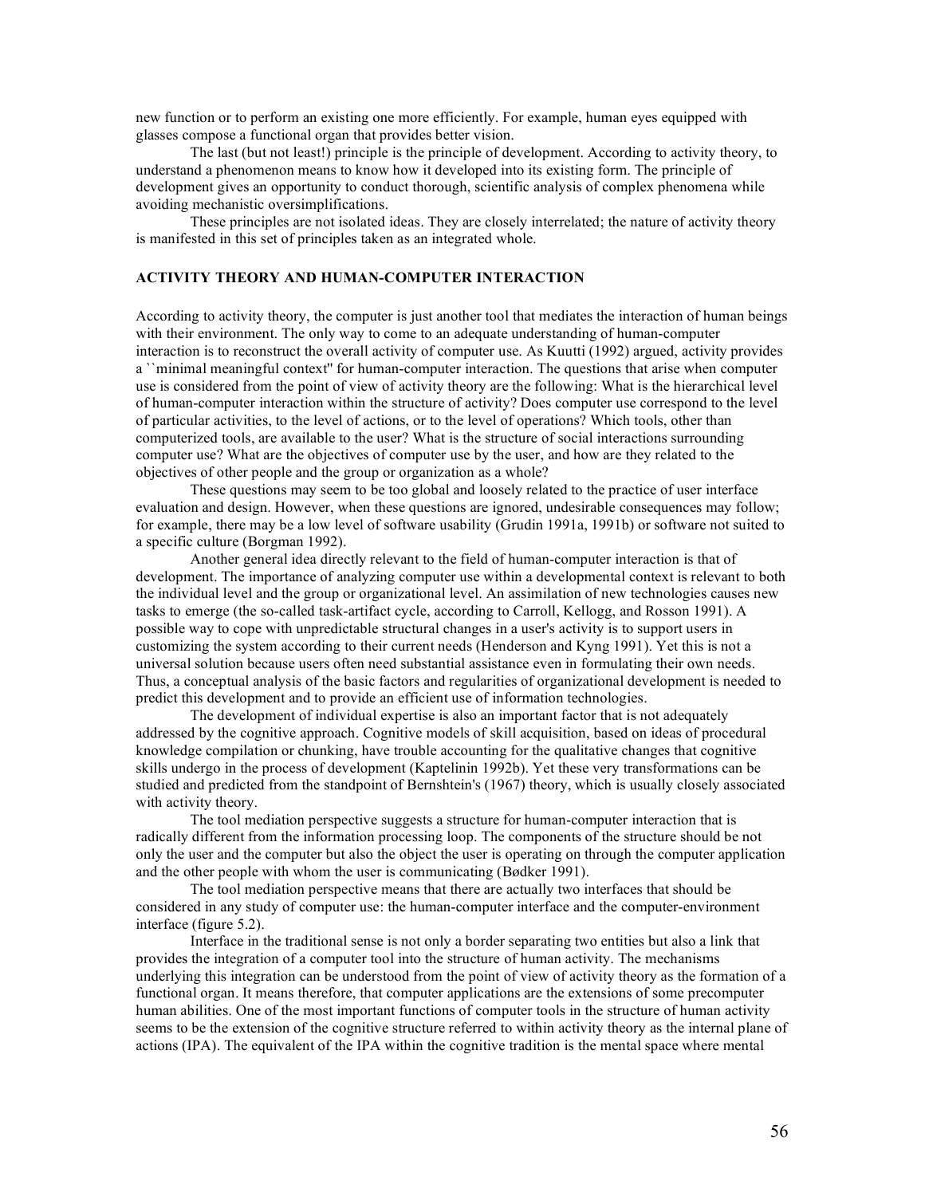new function or to perform an existing one more efficiently. For example, human eyes equipped with glasses compose a functional organ that provides better vision.

The last (but not least!) principle is the principle of development. According to activity theory, to understand a phenomenon means to know how it developed into its existing form. The principle of development gives an opportunity to conduct thorough, scientific analysis of complex phenomena while avoiding mechanistic oversimplifications.

These principles are not isolated ideas. They are closely interrelated; the nature of activity theory is manifested in this set of principles taken as an integrated whole.

## ACTIVITY THEORY AND HUMAN-COMPUTER INTERACTION

According to activity theory, the computer is just another tool that mediates the interaction of human beings with their environment. The only way to come to an adequate understanding of human-computer interaction is to reconstruct the overall activity of computer use. As Kuutti (1992) argued, activity provides a ``minimal meaningful context'' for human-computer interaction. The questions that arise when computer use is considered from the point of view of activity theory are the following: What is the hierarchical level of human-computer interaction within the structure of activity? Does computer use correspond to the level of particular activities, to the level of actions, or to the level of operations? Which tools, other than computerized tools, are available to the user? What is the structure of social interactions surrounding computer use? What are the objectives of computer use by the user, and how are they related to the objectives of other people and the group or organization as a whole?

These questions may seem to be too global and loosely related to the practice of user interface evaluation and design. However, when these questions are ignored, undesirable consequences may follow; for example, there may be a low level of software usability (Grudin 1991a, 1991b) or software not suited to a specific culture (Borgman 1992).

Another general idea directly relevant to the field of human-computer interaction is that of development. The importance of analyzing computer use within a developmental context is relevant to both the individual level and the group or organizational level. An assimilation of new technologies causes new tasks to emerge (the so-called task-artifact cycle, according to Carroll, Kellogg, and Rosson 1991). A possible way to cope with unpredictable structural changes in a user's activity is to support users in customizing the system according to their current needs (Henderson and Kyng 1991). Yet this is not a universal solution because users often need substantial assistance even in formulating their own needs. Thus, a conceptual analysis of the basic factors and regularities of organizational development is needed to predict this development and to provide an efficient use of information technologies.

The development of individual expertise is also an important factor that is not adequately addressed by the cognitive approach. Cognitive models of skill acquisition, based on ideas of procedural knowledge compilation or chunking, have trouble accounting for the qualitative changes that cognitive skills undergo in the process of development (Kaptelinin 1992b). Yet these very transformations can be studied and predicted from the standpoint of Bernshtein's (1967) theory, which is usually closely associated with activity theory.

The tool mediation perspective suggests a structure for human-computer interaction that is radically different from the information processing loop. The components of the structure should be not only the user and the computer but also the object the user is operating on through the computer application and the other people with whom the user is communicating (Bødker 1991).

The tool mediation perspective means that there are actually two interfaces that should be considered in any study of computer use: the human-computer interface and the computer-environment interface (figure 5.2).

Interface in the traditional sense is not only a border separating two entities but also a link that provides the integration of a computer tool into the structure of human activity. The mechanisms underlying this integration can be understood from the point of view of activity theory as the formation of a functional organ. It means therefore, that computer applications are the extensions of some precomputer human abilities. One of the most important functions of computer tools in the structure of human activity seems to be the extension of the cognitive structure referred to within activity theory as the internal plane of actions (IPA). The equivalent of the IPA within the cognitive tradition is the mental space where mental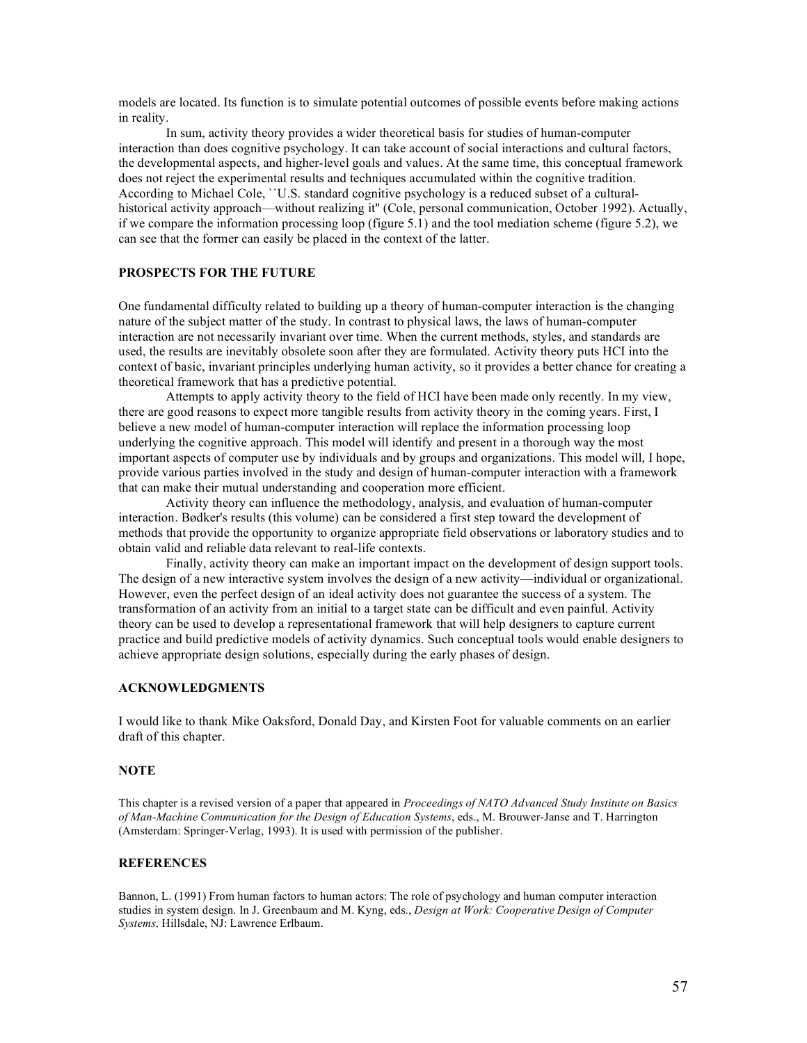models are located. Its function is to simulate potential outcomes of possible events before making actions in reality.

In sum, activity theory provides a wider theoretical basis for studies of human-computer interaction than does cognitive psychology. It can take account of social interactions and cultural factors, the developmental aspects, and higher-level goals and values. At the same time, this conceptual framework does not reject the experimental results and techniques accumulated within the cognitive tradition. According to Michael Cole, ``U.S. standard cognitive psychology is a reduced subset of a cultural-historical activity approach—without realizing it'' (Cole, personal communication, October 1992). Actually, if we compare the information processing loop (figure 5.1) and the tool mediation scheme (figure 5.2), we can see that the former can easily be placed in the context of the latter.

## PROSPECTS FOR THE FUTURE

One fundamental difficulty related to building up a theory of human-computer interaction is the changing nature of the subject matter of the study. In contrast to physical laws, the laws of human-computer interaction are not necessarily invariant over time. When the current methods, styles, and standards are used, the results are inevitably obsolete soon after they are formulated. Activity theory puts HCI into the context of basic, invariant principles underlying human activity, so it provides a better chance for creating a theoretical framework that has a predictive potential.

Attempts to apply activity theory to the field of HCI have been made only recently. In my view, there are good reasons to expect more tangible results from activity theory in the coming years. First, I believe a new model of human-computer interaction will replace the information processing loop underlying the cognitive approach. This model will identify and present in a thorough way the most important aspects of computer use by individuals and by groups and organizations. This model will, I hope, provide various parties involved in the study and design of human-computer interaction with a framework that can make their mutual understanding and cooperation more efficient.

Activity theory can influence the methodology, analysis, and evaluation of human-computer interaction. Bødker's results (this volume) can be considered a first step toward the development of methods that provide the opportunity to organize appropriate field observations or laboratory studies and to obtain valid and reliable data relevant to real-life contexts.

Finally, activity theory can make an important impact on the development of design support tools. The design of a new interactive system involves the design of a new activity—individual or organizational. However, even the perfect design of an ideal activity does not guarantee the success of a system. The transformation of an activity from an initial to a target state can be difficult and even painful. Activity theory can be used to develop a representational framework that will help designers to capture current practice and build predictive models of activity dynamics. Such conceptual tools would enable designers to achieve appropriate design solutions, especially during the early phases of design.

## ACKNOWLEDGMENTS

I would like to thank Mike Oaksford, Donald Day, and Kirsten Foot for valuable comments on an earlier draft of this chapter.

## NOTE

This chapter is a revised version of a paper that appeared in *Proceedings of NATO Advanced Study Institute on Basics of Man-Machine Communication for the Design of Education Systems*, eds., M. Brouwer-Janse and T. Harrington (Amsterdam: Springer-Verlag, 1993). It is used with permission of the publisher.

## REFERENCES

Bannon, L. (1991) From human factors to human actors: The role of psychology and human computer interaction studies in system design. In J. Greenbaum and M. Kyng, eds., *Design at Work: Cooperative Design of Computer Systems*. Hillsdale, NJ: Lawrence Erlbaum.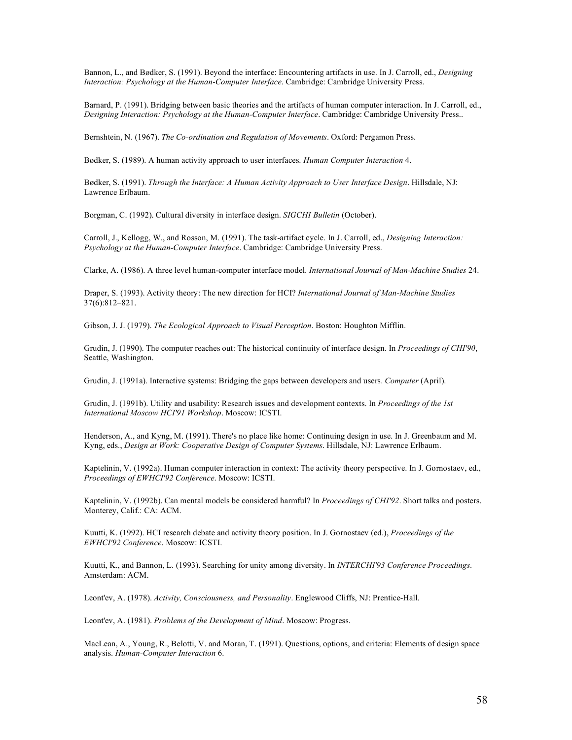Bannon, L., and Bødker, S. (1991). Beyond the interface: Encountering artifacts in use. In J. Carroll, ed., *Designing Interaction: Psychology at the Human-Computer Interface*. Cambridge: Cambridge University Press.

Barnard, P. (1991). Bridging between basic theories and the artifacts of human computer interaction. In J. Carroll, ed., *Designing Interaction: Psychology at the Human-Computer Interface*. Cambridge: Cambridge University Press..

Bernshtein, N. (1967). *The Co-ordination and Regulation of Movements*. Oxford: Pergamon Press.

Bødker, S. (1989). A human activity approach to user interfaces. *Human Computer Interaction* 4.

Bødker, S. (1991). *Through the Interface: A Human Activity Approach to User Interface Design*. Hillsdale, NJ: Lawrence Erlbaum.

Borgman, C. (1992). Cultural diversity in interface design. *SIGCHI Bulletin* (October).

Carroll, J., Kellogg, W., and Rosson, M. (1991). The task-artifact cycle. In J. Carroll, ed., *Designing Interaction: Psychology at the Human-Computer Interface*. Cambridge: Cambridge University Press.

Clarke, A. (1986). A three level human-computer interface model. *International Journal of Man-Machine Studies* 24.

Draper, S. (1993). Activity theory: The new direction for HCI? *International Journal of Man-Machine Studies* 37(6):812–821.

Gibson, J. J. (1979). *The Ecological Approach to Visual Perception*. Boston: Houghton Mifflin.

Grudin, J. (1990). The computer reaches out: The historical continuity of interface design. In *Proceedings of CHI'90*, Seattle, Washington.

Grudin, J. (1991a). Interactive systems: Bridging the gaps between developers and users. *Computer* (April).

Grudin, J. (1991b). Utility and usability: Research issues and development contexts. In *Proceedings of the 1st International Moscow HCI'91 Workshop*. Moscow: ICSTI.

Henderson, A., and Kyng, M. (1991). There's no place like home: Continuing design in use. In J. Greenbaum and M. Kyng, eds., *Design at Work: Cooperative Design of Computer Systems*. Hillsdale, NJ: Lawrence Erlbaum.

Kaptelinin, V. (1992a). Human computer interaction in context: The activity theory perspective. In J. Gornostaev, ed., *Proceedings of EWHCI'92 Conference*. Moscow: ICSTI.

Kaptelinin, V. (1992b). Can mental models be considered harmful? In *Proceedings of CHI'92*. Short talks and posters. Monterey, Calif.: CA: ACM.

Kuutti, K. (1992). HCI research debate and activity theory position. In J. Gornostaev (ed.), *Proceedings of the EWHCI'92 Conference*. Moscow: ICSTI.

Kuutti, K., and Bannon, L. (1993). Searching for unity among diversity. In *INTERCHI'93 Conference Proceedings*. Amsterdam: ACM.

Leont'ev, A. (1978). *Activity, Consciousness, and Personality*. Englewood Cliffs, NJ: Prentice-Hall.

Leont'ev, A. (1981). *Problems of the Development of Mind*. Moscow: Progress.

MacLean, A., Young, R., Belotti, V. and Moran, T. (1991). Questions, options, and criteria: Elements of design space analysis. *Human-Computer Interaction* 6.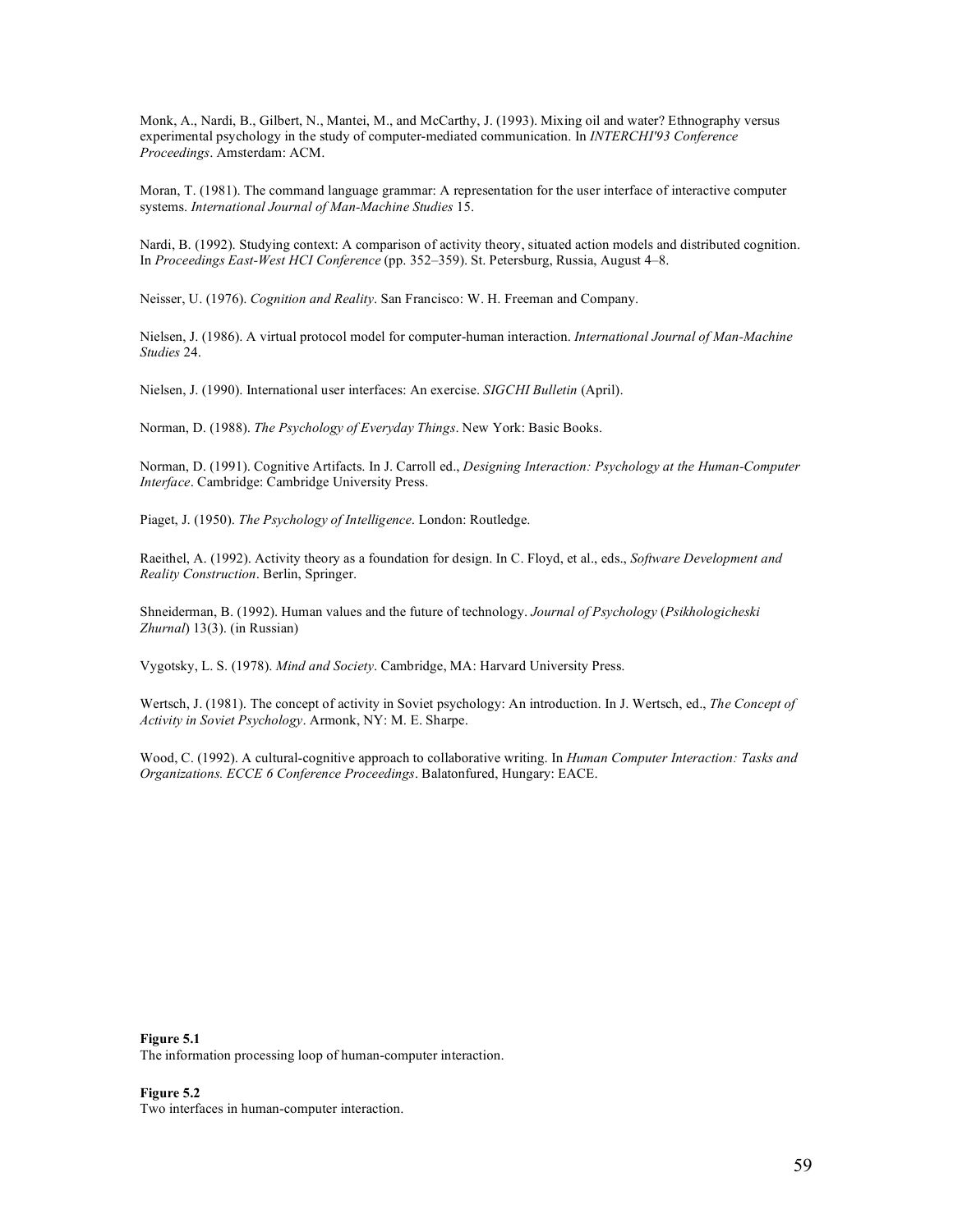Monk, A., Nardi, B., Gilbert, N., Mantei, M., and McCarthy, J. (1993). Mixing oil and water? Ethnography versus experimental psychology in the study of computer-mediated communication. In *INTERCHI'93 Conference Proceedings*. Amsterdam: ACM.

Moran, T. (1981). The command language grammar: A representation for the user interface of interactive computer systems. *International Journal of Man-Machine Studies* 15.

Nardi, B. (1992). Studying context: A comparison of activity theory, situated action models and distributed cognition. In *Proceedings East-West HCI Conference* (pp. 352–359). St. Petersburg, Russia, August 4–8.

Neisser, U. (1976). *Cognition and Reality*. San Francisco: W. H. Freeman and Company.

Nielsen, J. (1986). A virtual protocol model for computer-human interaction. *International Journal of Man-Machine Studies* 24.

Nielsen, J. (1990). International user interfaces: An exercise. *SIGCHI Bulletin* (April).

Norman, D. (1988). *The Psychology of Everyday Things*. New York: Basic Books.

Norman, D. (1991). Cognitive Artifacts. In J. Carroll ed., *Designing Interaction: Psychology at the Human-Computer Interface*. Cambridge: Cambridge University Press.

Piaget, J. (1950). *The Psychology of Intelligence*. London: Routledge.

Raeithel, A. (1992). Activity theory as a foundation for design. In C. Floyd, et al., eds., *Software Development and Reality Construction*. Berlin, Springer.

Shneiderman, B. (1992). Human values and the future of technology. *Journal of Psychology* (*Psikhologicheski Zhurnal*) 13(3). (in Russian)

Vygotsky, L. S. (1978). *Mind and Society*. Cambridge, MA: Harvard University Press.

Wertsch, J. (1981). The concept of activity in Soviet psychology: An introduction. In J. Wertsch, ed., *The Concept of Activity in Soviet Psychology*. Armonk, NY: M. E. Sharpe.

Wood, C. (1992). A cultural-cognitive approach to collaborative writing. In *Human Computer Interaction: Tasks and Organizations. ECCE 6 Conference Proceedings*. Balatonfured, Hungary: EACE.

**Figure 5.1**
The information processing loop of human-computer interaction.

**Figure 5.2**
Two interfaces in human-computer interaction.